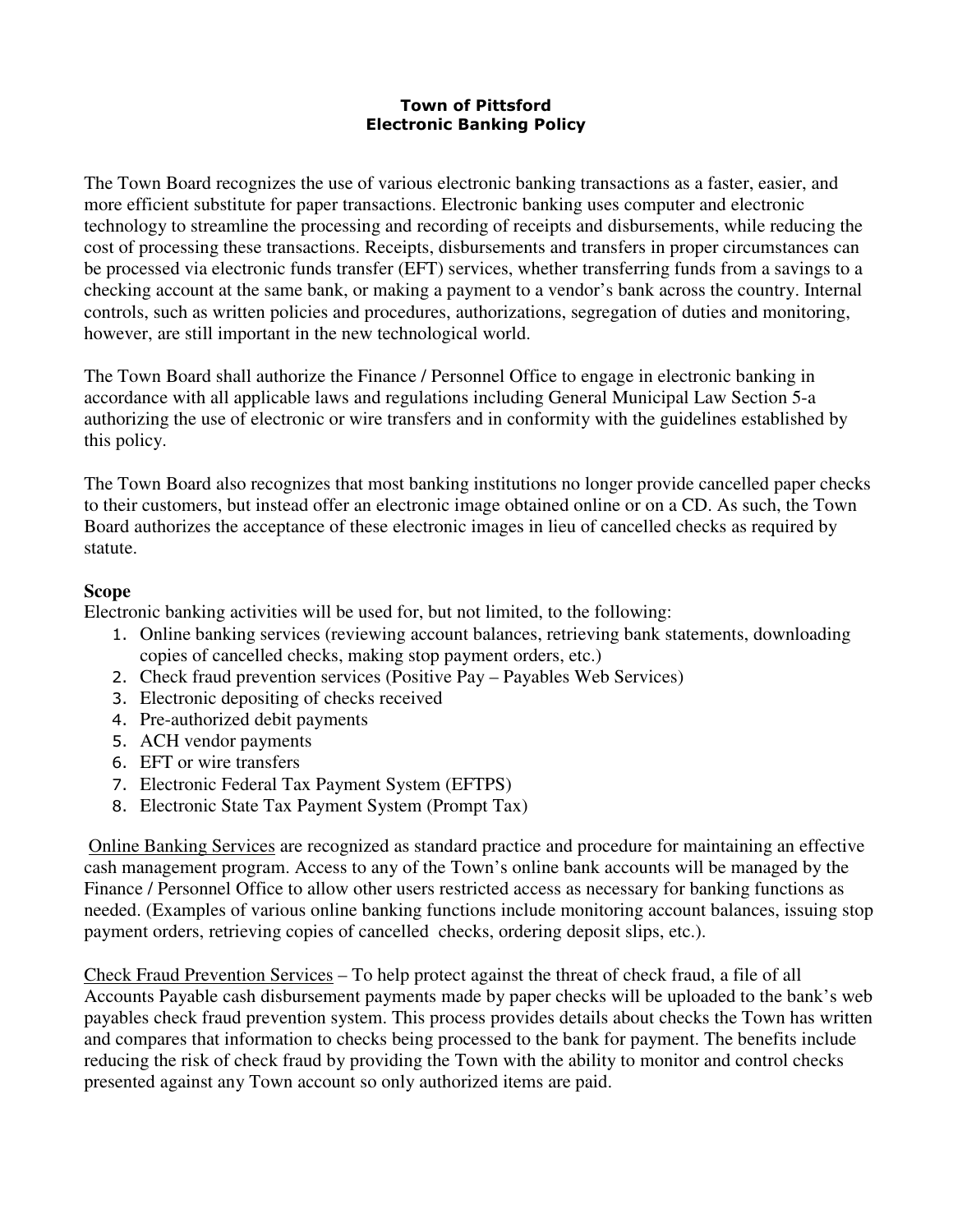# Town of Pittsford
## Electronic Banking Policy

The Town Board recognizes the use of various electronic banking transactions as a faster, easier, and more efficient substitute for paper transactions. Electronic banking uses computer and electronic technology to streamline the processing and recording of receipts and disbursements, while reducing the cost of processing these transactions. Receipts, disbursements and transfers in proper circumstances can be processed via electronic funds transfer (EFT) services, whether transferring funds from a savings to a checking account at the same bank, or making a payment to a vendor's bank across the country. Internal controls, such as written policies and procedures, authorizations, segregation of duties and monitoring, however, are still important in the new technological world.

The Town Board shall authorize the Finance / Personnel Office to engage in electronic banking in accordance with all applicable laws and regulations including General Municipal Law Section 5-a authorizing the use of electronic or wire transfers and in conformity with the guidelines established by this policy.

The Town Board also recognizes that most banking institutions no longer provide cancelled paper checks to their customers, but instead offer an electronic image obtained online or on a CD. As such, the Town Board authorizes the acceptance of these electronic images in lieu of cancelled checks as required by statute.

### Scope

Electronic banking activities will be used for, but not limited, to the following:

1. Online banking services (reviewing account balances, retrieving bank statements, downloading copies of cancelled checks, making stop payment orders, etc.)
2. Check fraud prevention services (Positive Pay – Payables Web Services)
3. Electronic depositing of checks received
4. Pre-authorized debit payments
5. ACH vendor payments
6. EFT or wire transfers
7. Electronic Federal Tax Payment System (EFTPS)
8. Electronic State Tax Payment System (Prompt Tax)

<u>Online Banking Services</u> are recognized as standard practice and procedure for maintaining an effective cash management program. Access to any of the Town's online bank accounts will be managed by the Finance / Personnel Office to allow other users restricted access as necessary for banking functions as needed. (Examples of various online banking functions include monitoring account balances, issuing stop payment orders, retrieving copies of cancelled checks, ordering deposit slips, etc.).

<u>Check Fraud Prevention Services</u> – To help protect against the threat of check fraud, a file of all Accounts Payable cash disbursement payments made by paper checks will be uploaded to the bank's web payables check fraud prevention system. This process provides details about checks the Town has written and compares that information to checks being processed to the bank for payment. The benefits include reducing the risk of check fraud by providing the Town with the ability to monitor and control checks presented against any Town account so only authorized items are paid.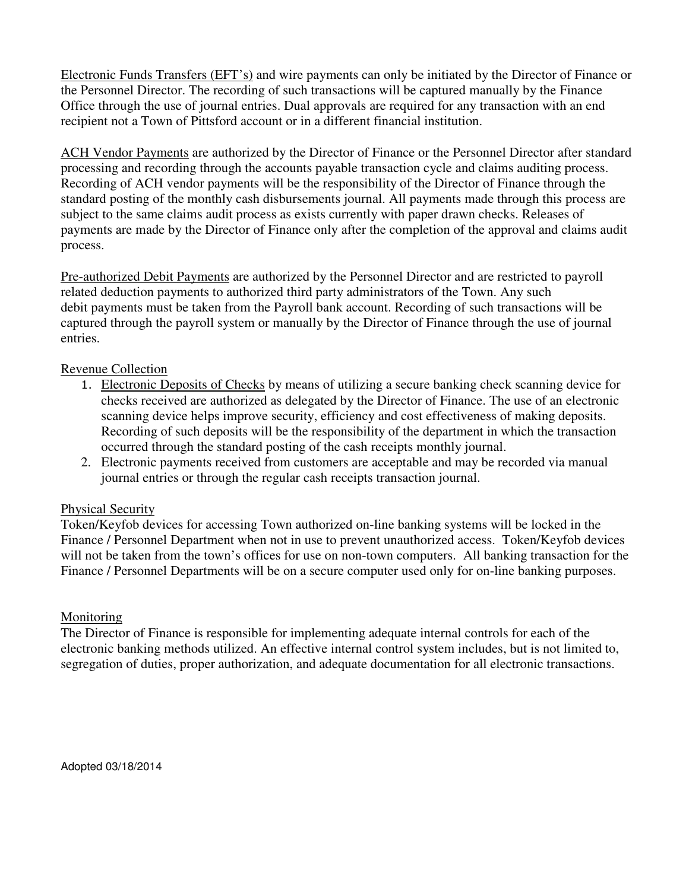Electronic Funds Transfers (EFT's) and wire payments can only be initiated by the Director of Finance or the Personnel Director. The recording of such transactions will be captured manually by the Finance Office through the use of journal entries. Dual approvals are required for any transaction with an end recipient not a Town of Pittsford account or in a different financial institution.

ACH Vendor Payments are authorized by the Director of Finance or the Personnel Director after standard processing and recording through the accounts payable transaction cycle and claims auditing process. Recording of ACH vendor payments will be the responsibility of the Director of Finance through the standard posting of the monthly cash disbursements journal. All payments made through this process are subject to the same claims audit process as exists currently with paper drawn checks. Releases of payments are made by the Director of Finance only after the completion of the approval and claims audit process.

Pre-authorized Debit Payments are authorized by the Personnel Director and are restricted to payroll related deduction payments to authorized third party administrators of the Town. Any such debit payments must be taken from the Payroll bank account. Recording of such transactions will be captured through the payroll system or manually by the Director of Finance through the use of journal entries.

Revenue Collection

1. Electronic Deposits of Checks by means of utilizing a secure banking check scanning device for checks received are authorized as delegated by the Director of Finance. The use of an electronic scanning device helps improve security, efficiency and cost effectiveness of making deposits. Recording of such deposits will be the responsibility of the department in which the transaction occurred through the standard posting of the cash receipts monthly journal.
2. Electronic payments received from customers are acceptable and may be recorded via manual journal entries or through the regular cash receipts transaction journal.

Physical Security

Token/Keyfob devices for accessing Town authorized on-line banking systems will be locked in the Finance / Personnel Department when not in use to prevent unauthorized access. Token/Keyfob devices will not be taken from the town's offices for use on non-town computers. All banking transaction for the Finance / Personnel Departments will be on a secure computer used only for on-line banking purposes.

Monitoring

The Director of Finance is responsible for implementing adequate internal controls for each of the electronic banking methods utilized. An effective internal control system includes, but is not limited to, segregation of duties, proper authorization, and adequate documentation for all electronic transactions.

Adopted 03/18/2014